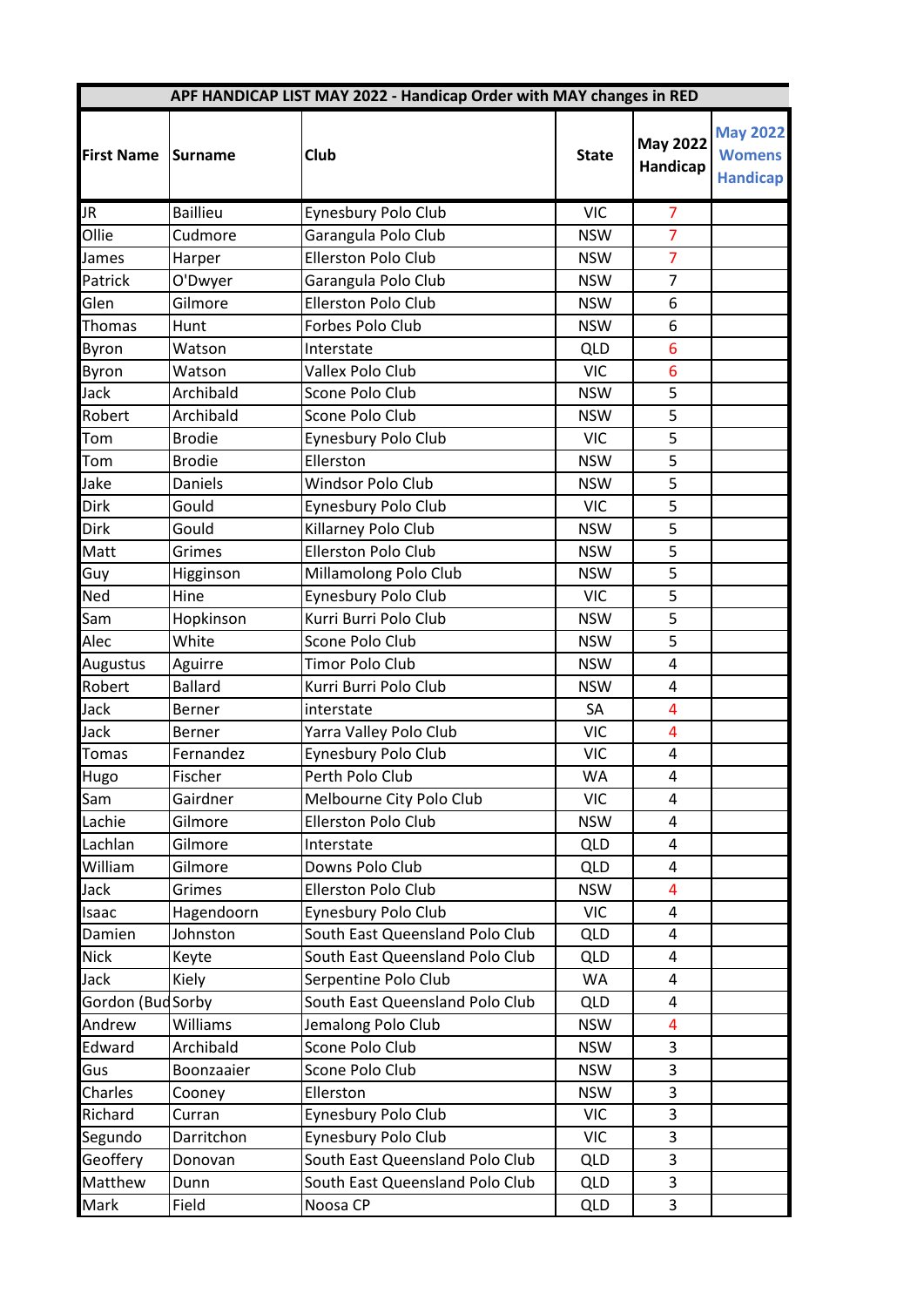| APF HANDICAP LIST MAY 2022 - Handicap Order with MAY changes in RED | | | | | |
|---|---|---|---|---|---|
| **First Name** | **Surname** | **Club** | **State** | **May 2022 Handicap** | **May 2022 Womens Handicap** |
| JR | Baillieu | Eynesbury Polo Club | VIC | 7 | |
| Ollie | Cudmore | Garangula Polo Club | NSW | 7 | |
| James | Harper | Ellerston Polo Club | NSW | 7 | |
| Patrick | O'Dwyer | Garangula Polo Club | NSW | 7 | |
| Glen | Gilmore | Ellerston Polo Club | NSW | 6 | |
| Thomas | Hunt | Forbes Polo Club | NSW | 6 | |
| Byron | Watson | Interstate | QLD | 6 | |
| Byron | Watson | Vallex Polo Club | VIC | 6 | |
| Jack | Archibald | Scone Polo Club | NSW | 5 | |
| Robert | Archibald | Scone Polo Club | NSW | 5 | |
| Tom | Brodie | Eynesbury Polo Club | VIC | 5 | |
| Tom | Brodie | Ellerston | NSW | 5 | |
| Jake | Daniels | Windsor Polo Club | NSW | 5 | |
| Dirk | Gould | Eynesbury Polo Club | VIC | 5 | |
| Dirk | Gould | Killarney Polo Club | NSW | 5 | |
| Matt | Grimes | Ellerston Polo Club | NSW | 5 | |
| Guy | Higginson | Millamolong Polo Club | NSW | 5 | |
| Ned | Hine | Eynesbury Polo Club | VIC | 5 | |
| Sam | Hopkinson | Kurri Burri Polo Club | NSW | 5 | |
| Alec | White | Scone Polo Club | NSW | 5 | |
| Augustus | Aguirre | Timor Polo Club | NSW | 4 | |
| Robert | Ballard | Kurri Burri Polo Club | NSW | 4 | |
| Jack | Berner | interstate | SA | 4 | |
| Jack | Berner | Yarra Valley Polo Club | VIC | 4 | |
| Tomas | Fernandez | Eynesbury Polo Club | VIC | 4 | |
| Hugo | Fischer | Perth Polo Club | WA | 4 | |
| Sam | Gairdner | Melbourne City Polo Club | VIC | 4 | |
| Lachie | Gilmore | Ellerston Polo Club | NSW | 4 | |
| Lachlan | Gilmore | Interstate | QLD | 4 | |
| William | Gilmore | Downs Polo Club | QLD | 4 | |
| Jack | Grimes | Ellerston Polo Club | NSW | 4 | |
| Isaac | Hagendoorn | Eynesbury Polo Club | VIC | 4 | |
| Damien | Johnston | South East Queensland Polo Club | QLD | 4 | |
| Nick | Keyte | South East Queensland Polo Club | QLD | 4 | |
| Jack | Kiely | Serpentine Polo Club | WA | 4 | |
| Gordon (Bud | Sorby | South East Queensland Polo Club | QLD | 4 | |
| Andrew | Williams | Jemalong Polo Club | NSW | 4 | |
| Edward | Archibald | Scone Polo Club | NSW | 3 | |
| Gus | Boonzaaier | Scone Polo Club | NSW | 3 | |
| Charles | Cooney | Ellerston | NSW | 3 | |
| Richard | Curran | Eynesbury Polo Club | VIC | 3 | |
| Segundo | Darritchon | Eynesbury Polo Club | VIC | 3 | |
| Geoffery | Donovan | South East Queensland Polo Club | QLD | 3 | |
| Matthew | Dunn | South East Queensland Polo Club | QLD | 3 | |
| Mark | Field | Noosa CP | QLD | 3 | |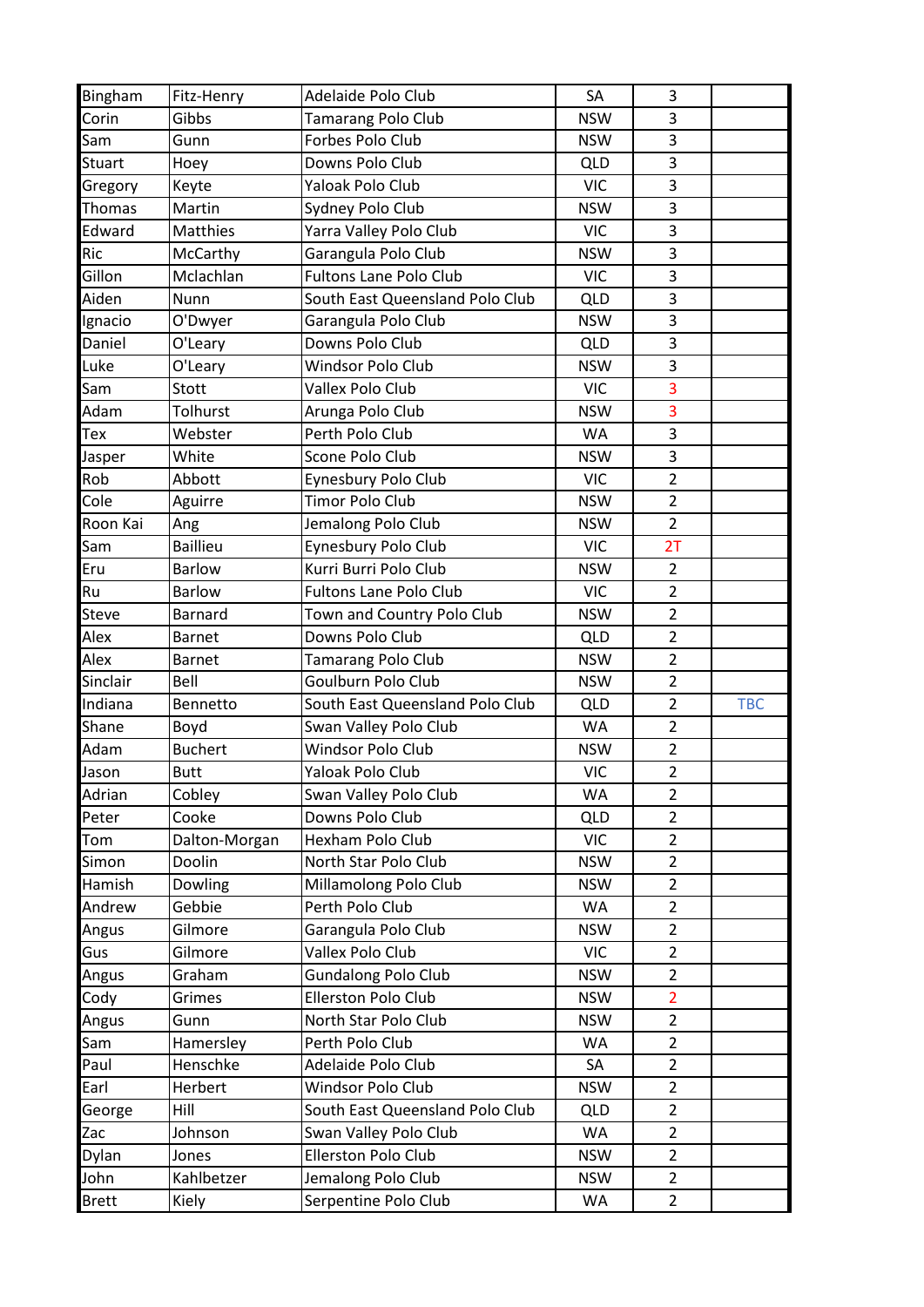| | | | | | |
|---|---|---|---|---|---|
| Bingham | Fitz-Henry | Adelaide Polo Club | SA | 3 | |
| Corin | Gibbs | Tamarang Polo Club | NSW | 3 | |
| Sam | Gunn | Forbes Polo Club | NSW | 3 | |
| Stuart | Hoey | Downs Polo Club | QLD | 3 | |
| Gregory | Keyte | Yaloak Polo Club | VIC | 3 | |
| Thomas | Martin | Sydney Polo Club | NSW | 3 | |
| Edward | Matthies | Yarra Valley Polo Club | VIC | 3 | |
| Ric | McCarthy | Garangula Polo Club | NSW | 3 | |
| Gillon | Mclachlan | Fultons Lane Polo Club | VIC | 3 | |
| Aiden | Nunn | South East Queensland Polo Club | QLD | 3 | |
| Ignacio | O'Dwyer | Garangula Polo Club | NSW | 3 | |
| Daniel | O'Leary | Downs Polo Club | QLD | 3 | |
| Luke | O'Leary | Windsor Polo Club | NSW | 3 | |
| Sam | Stott | Vallex Polo Club | VIC | 3 | |
| Adam | Tolhurst | Arunga Polo Club | NSW | 3 | |
| Tex | Webster | Perth Polo Club | WA | 3 | |
| Jasper | White | Scone Polo Club | NSW | 3 | |
| Rob | Abbott | Eynesbury Polo Club | VIC | 2 | |
| Cole | Aguirre | Timor Polo Club | NSW | 2 | |
| Roon Kai | Ang | Jemalong Polo Club | NSW | 2 | |
| Sam | Baillieu | Eynesbury Polo Club | VIC | 2T | |
| Eru | Barlow | Kurri Burri Polo Club | NSW | 2 | |
| Ru | Barlow | Fultons Lane Polo Club | VIC | 2 | |
| Steve | Barnard | Town and Country Polo Club | NSW | 2 | |
| Alex | Barnet | Downs Polo Club | QLD | 2 | |
| Alex | Barnet | Tamarang Polo Club | NSW | 2 | |
| Sinclair | Bell | Goulburn Polo Club | NSW | 2 | |
| Indiana | Bennetto | South East Queensland Polo Club | QLD | 2 | TBC |
| Shane | Boyd | Swan Valley Polo Club | WA | 2 | |
| Adam | Buchert | Windsor Polo Club | NSW | 2 | |
| Jason | Butt | Yaloak Polo Club | VIC | 2 | |
| Adrian | Cobley | Swan Valley Polo Club | WA | 2 | |
| Peter | Cooke | Downs Polo Club | QLD | 2 | |
| Tom | Dalton-Morgan | Hexham Polo Club | VIC | 2 | |
| Simon | Doolin | North Star Polo Club | NSW | 2 | |
| Hamish | Dowling | Millamolong Polo Club | NSW | 2 | |
| Andrew | Gebbie | Perth Polo Club | WA | 2 | |
| Angus | Gilmore | Garangula Polo Club | NSW | 2 | |
| Gus | Gilmore | Vallex Polo Club | VIC | 2 | |
| Angus | Graham | Gundalong Polo Club | NSW | 2 | |
| Cody | Grimes | Ellerston Polo Club | NSW | 2 | |
| Angus | Gunn | North Star Polo Club | NSW | 2 | |
| Sam | Hamersley | Perth Polo Club | WA | 2 | |
| Paul | Henschke | Adelaide Polo Club | SA | 2 | |
| Earl | Herbert | Windsor Polo Club | NSW | 2 | |
| George | Hill | South East Queensland Polo Club | QLD | 2 | |
| Zac | Johnson | Swan Valley Polo Club | WA | 2 | |
| Dylan | Jones | Ellerston Polo Club | NSW | 2 | |
| John | Kahlbetzer | Jemalong Polo Club | NSW | 2 | |
| Brett | Kiely | Serpentine Polo Club | WA | 2 | |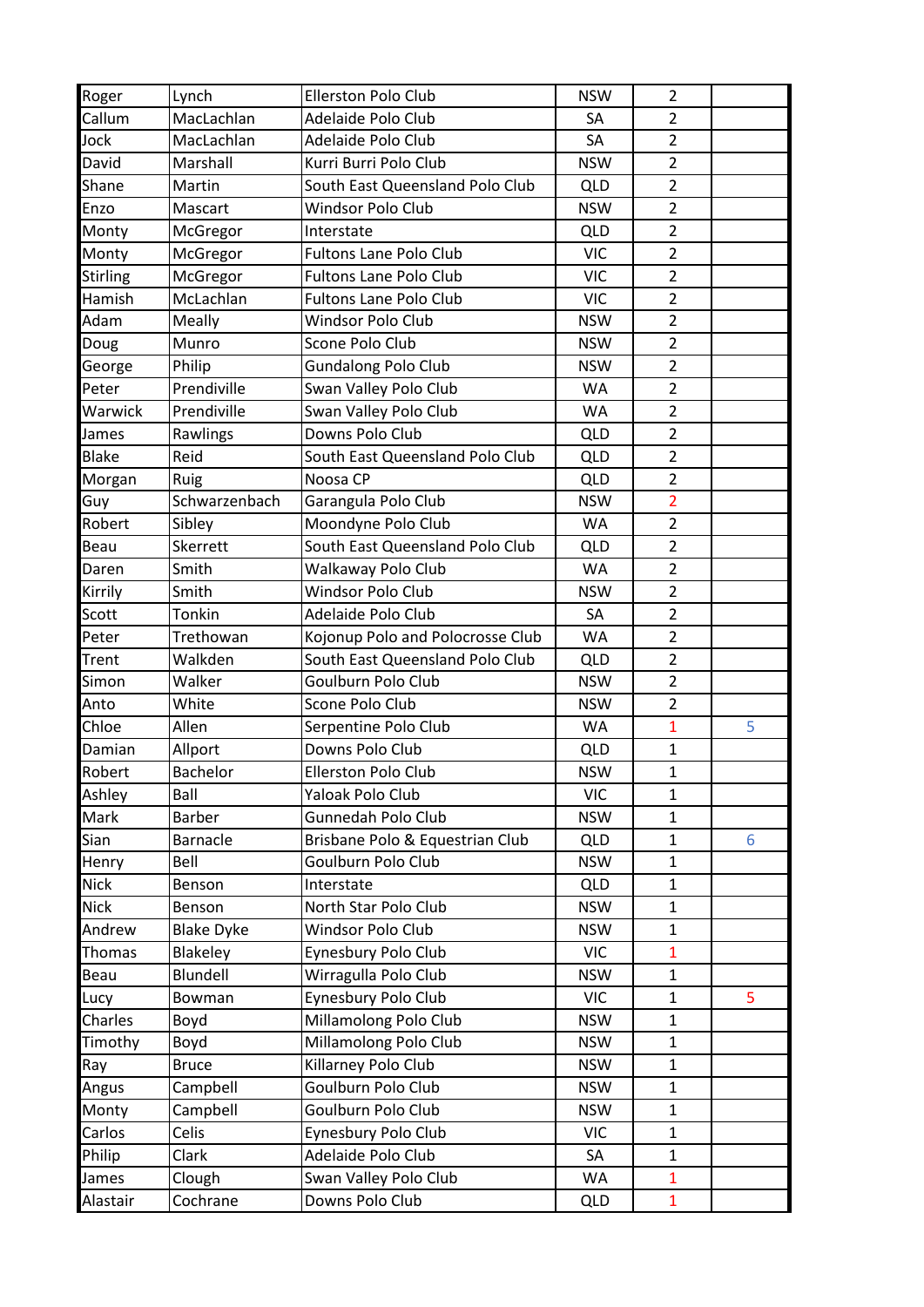| | | | | | |
|---|---|---|---|---|---|
| Roger | Lynch | Ellerston Polo Club | NSW | 2 | |
| Callum | MacLachlan | Adelaide Polo Club | SA | 2 | |
| Jock | MacLachlan | Adelaide Polo Club | SA | 2 | |
| David | Marshall | Kurri Burri Polo Club | NSW | 2 | |
| Shane | Martin | South East Queensland Polo Club | QLD | 2 | |
| Enzo | Mascart | Windsor Polo Club | NSW | 2 | |
| Monty | McGregor | Interstate | QLD | 2 | |
| Monty | McGregor | Fultons Lane Polo Club | VIC | 2 | |
| Stirling | McGregor | Fultons Lane Polo Club | VIC | 2 | |
| Hamish | McLachlan | Fultons Lane Polo Club | VIC | 2 | |
| Adam | Meally | Windsor Polo Club | NSW | 2 | |
| Doug | Munro | Scone Polo Club | NSW | 2 | |
| George | Philip | Gundalong Polo Club | NSW | 2 | |
| Peter | Prendiville | Swan Valley Polo Club | WA | 2 | |
| Warwick | Prendiville | Swan Valley Polo Club | WA | 2 | |
| James | Rawlings | Downs Polo Club | QLD | 2 | |
| Blake | Reid | South East Queensland Polo Club | QLD | 2 | |
| Morgan | Ruig | Noosa CP | QLD | 2 | |
| Guy | Schwarzenbach | Garangula Polo Club | NSW | 2 | |
| Robert | Sibley | Moondyne Polo Club | WA | 2 | |
| Beau | Skerrett | South East Queensland Polo Club | QLD | 2 | |
| Daren | Smith | Walkaway Polo Club | WA | 2 | |
| Kirrily | Smith | Windsor Polo Club | NSW | 2 | |
| Scott | Tonkin | Adelaide Polo Club | SA | 2 | |
| Peter | Trethowan | Kojonup Polo and Polocrosse Club | WA | 2 | |
| Trent | Walkden | South East Queensland Polo Club | QLD | 2 | |
| Simon | Walker | Goulburn Polo Club | NSW | 2 | |
| Anto | White | Scone Polo Club | NSW | 2 | |
| Chloe | Allen | Serpentine Polo Club | WA | 1 | 5 |
| Damian | Allport | Downs Polo Club | QLD | 1 | |
| Robert | Bachelor | Ellerston Polo Club | NSW | 1 | |
| Ashley | Ball | Yaloak Polo Club | VIC | 1 | |
| Mark | Barber | Gunnedah Polo Club | NSW | 1 | |
| Sian | Barnacle | Brisbane Polo & Equestrian Club | QLD | 1 | 6 |
| Henry | Bell | Goulburn Polo Club | NSW | 1 | |
| Nick | Benson | Interstate | QLD | 1 | |
| Nick | Benson | North Star Polo Club | NSW | 1 | |
| Andrew | Blake Dyke | Windsor Polo Club | NSW | 1 | |
| Thomas | Blakeley | Eynesbury Polo Club | VIC | 1 | |
| Beau | Blundell | Wirragulla Polo Club | NSW | 1 | |
| Lucy | Bowman | Eynesbury Polo Club | VIC | 1 | 5 |
| Charles | Boyd | Millamolong Polo Club | NSW | 1 | |
| Timothy | Boyd | Millamolong Polo Club | NSW | 1 | |
| Ray | Bruce | Killarney Polo Club | NSW | 1 | |
| Angus | Campbell | Goulburn Polo Club | NSW | 1 | |
| Monty | Campbell | Goulburn Polo Club | NSW | 1 | |
| Carlos | Celis | Eynesbury Polo Club | VIC | 1 | |
| Philip | Clark | Adelaide Polo Club | SA | 1 | |
| James | Clough | Swan Valley Polo Club | WA | 1 | |
| Alastair | Cochrane | Downs Polo Club | QLD | 1 | |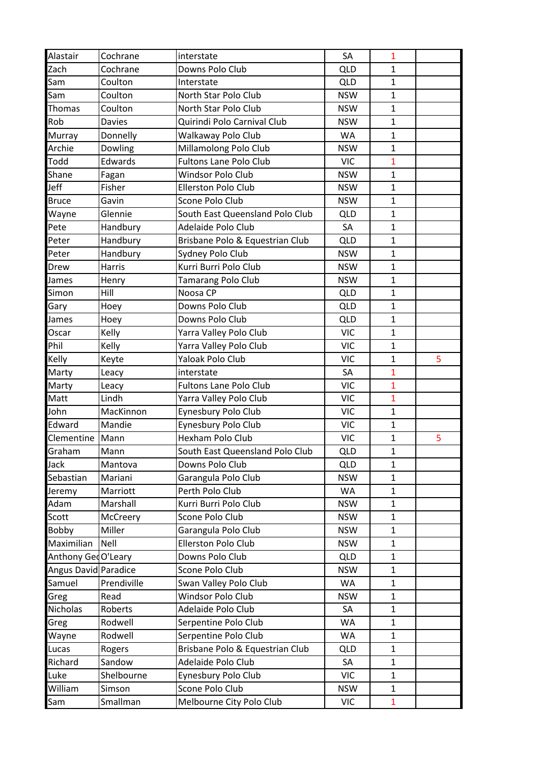| | | | | | |
|---|---|---|---|---|---|
| Alastair | Cochrane | interstate | SA | 1 | |
| Zach | Cochrane | Downs Polo Club | QLD | 1 | |
| Sam | Coulton | Interstate | QLD | 1 | |
| Sam | Coulton | North Star Polo Club | NSW | 1 | |
| Thomas | Coulton | North Star Polo Club | NSW | 1 | |
| Rob | Davies | Quirindi Polo Carnival Club | NSW | 1 | |
| Murray | Donnelly | Walkaway Polo Club | WA | 1 | |
| Archie | Dowling | Millamolong Polo Club | NSW | 1 | |
| Todd | Edwards | Fultons Lane Polo Club | VIC | 1 | |
| Shane | Fagan | Windsor Polo Club | NSW | 1 | |
| Jeff | Fisher | Ellerston Polo Club | NSW | 1 | |
| Bruce | Gavin | Scone Polo Club | NSW | 1 | |
| Wayne | Glennie | South East Queensland Polo Club | QLD | 1 | |
| Pete | Handbury | Adelaide Polo Club | SA | 1 | |
| Peter | Handbury | Brisbane Polo & Equestrian Club | QLD | 1 | |
| Peter | Handbury | Sydney Polo Club | NSW | 1 | |
| Drew | Harris | Kurri Burri Polo Club | NSW | 1 | |
| James | Henry | Tamarang Polo Club | NSW | 1 | |
| Simon | Hill | Noosa CP | QLD | 1 | |
| Gary | Hoey | Downs Polo Club | QLD | 1 | |
| James | Hoey | Downs Polo Club | QLD | 1 | |
| Oscar | Kelly | Yarra Valley Polo Club | VIC | 1 | |
| Phil | Kelly | Yarra Valley Polo Club | VIC | 1 | |
| Kelly | Keyte | Yaloak Polo Club | VIC | 1 | 5 |
| Marty | Leacy | interstate | SA | 1 | |
| Marty | Leacy | Fultons Lane Polo Club | VIC | 1 | |
| Matt | Lindh | Yarra Valley Polo Club | VIC | 1 | |
| John | MacKinnon | Eynesbury Polo Club | VIC | 1 | |
| Edward | Mandie | Eynesbury Polo Club | VIC | 1 | |
| Clementine | Mann | Hexham Polo Club | VIC | 1 | 5 |
| Graham | Mann | South East Queensland Polo Club | QLD | 1 | |
| Jack | Mantova | Downs Polo Club | QLD | 1 | |
| Sebastian | Mariani | Garangula Polo Club | NSW | 1 | |
| Jeremy | Marriott | Perth Polo Club | WA | 1 | |
| Adam | Marshall | Kurri Burri Polo Club | NSW | 1 | |
| Scott | McCreery | Scone Polo Club | NSW | 1 | |
| Bobby | Miller | Garangula Polo Club | NSW | 1 | |
| Maximilian | Nell | Ellerston Polo Club | NSW | 1 | |
| Anthony Ged | O'Leary | Downs Polo Club | QLD | 1 | |
| Angus David | Paradice | Scone Polo Club | NSW | 1 | |
| Samuel | Prendiville | Swan Valley Polo Club | WA | 1 | |
| Greg | Read | Windsor Polo Club | NSW | 1 | |
| Nicholas | Roberts | Adelaide Polo Club | SA | 1 | |
| Greg | Rodwell | Serpentine Polo Club | WA | 1 | |
| Wayne | Rodwell | Serpentine Polo Club | WA | 1 | |
| Lucas | Rogers | Brisbane Polo & Equestrian Club | QLD | 1 | |
| Richard | Sandow | Adelaide Polo Club | SA | 1 | |
| Luke | Shelbourne | Eynesbury Polo Club | VIC | 1 | |
| William | Simson | Scone Polo Club | NSW | 1 | |
| Sam | Smallman | Melbourne City Polo Club | VIC | 1 | |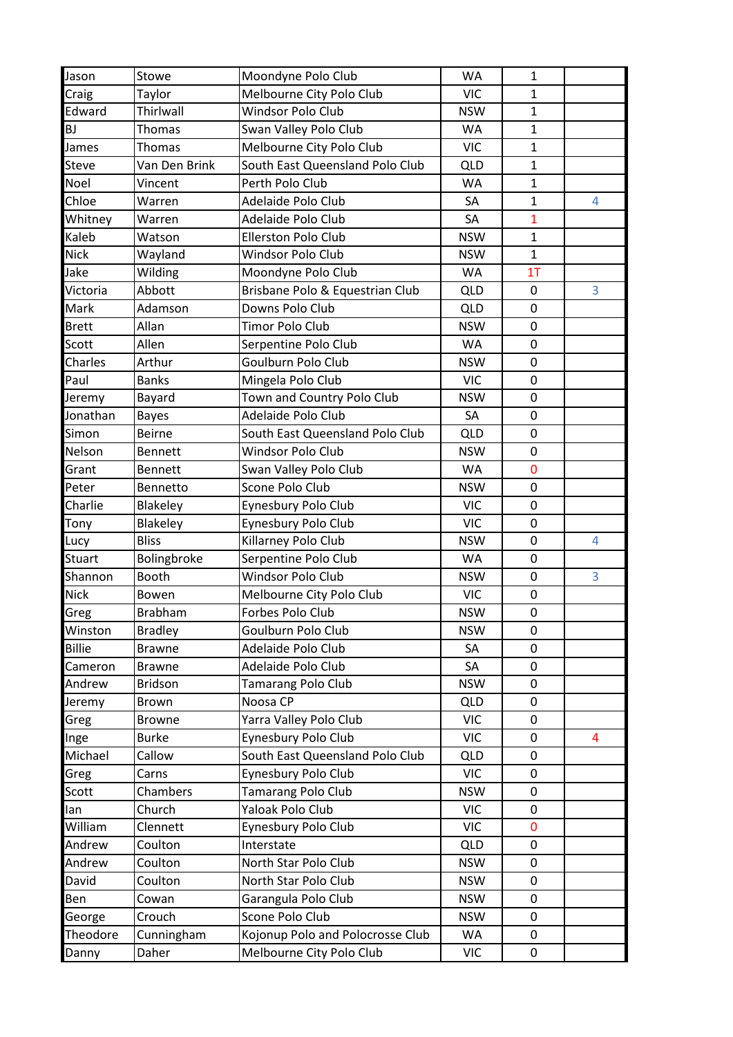| | | | | | |
|---|---|---|---|---|---|
| Jason | Stowe | Moondyne Polo Club | WA | 1 | |
| Craig | Taylor | Melbourne City Polo Club | VIC | 1 | |
| Edward | Thirlwall | Windsor Polo Club | NSW | 1 | |
| BJ | Thomas | Swan Valley Polo Club | WA | 1 | |
| James | Thomas | Melbourne City Polo Club | VIC | 1 | |
| Steve | Van Den Brink | South East Queensland Polo Club | QLD | 1 | |
| Noel | Vincent | Perth Polo Club | WA | 1 | |
| Chloe | Warren | Adelaide Polo Club | SA | 1 | 4 |
| Whitney | Warren | Adelaide Polo Club | SA | 1 | |
| Kaleb | Watson | Ellerston Polo Club | NSW | 1 | |
| Nick | Wayland | Windsor Polo Club | NSW | 1 | |
| Jake | Wilding | Moondyne Polo Club | WA | 1T | |
| Victoria | Abbott | Brisbane Polo & Equestrian Club | QLD | 0 | 3 |
| Mark | Adamson | Downs Polo Club | QLD | 0 | |
| Brett | Allan | Timor Polo Club | NSW | 0 | |
| Scott | Allen | Serpentine Polo Club | WA | 0 | |
| Charles | Arthur | Goulburn Polo Club | NSW | 0 | |
| Paul | Banks | Mingela Polo Club | VIC | 0 | |
| Jeremy | Bayard | Town and Country Polo Club | NSW | 0 | |
| Jonathan | Bayes | Adelaide Polo Club | SA | 0 | |
| Simon | Beirne | South East Queensland Polo Club | QLD | 0 | |
| Nelson | Bennett | Windsor Polo Club | NSW | 0 | |
| Grant | Bennett | Swan Valley Polo Club | WA | 0 | |
| Peter | Bennetto | Scone Polo Club | NSW | 0 | |
| Charlie | Blakeley | Eynesbury Polo Club | VIC | 0 | |
| Tony | Blakeley | Eynesbury Polo Club | VIC | 0 | |
| Lucy | Bliss | Killarney Polo Club | NSW | 0 | 4 |
| Stuart | Bolingbroke | Serpentine Polo Club | WA | 0 | |
| Shannon | Booth | Windsor Polo Club | NSW | 0 | 3 |
| Nick | Bowen | Melbourne City Polo Club | VIC | 0 | |
| Greg | Brabham | Forbes Polo Club | NSW | 0 | |
| Winston | Bradley | Goulburn Polo Club | NSW | 0 | |
| Billie | Brawne | Adelaide Polo Club | SA | 0 | |
| Cameron | Brawne | Adelaide Polo Club | SA | 0 | |
| Andrew | Bridson | Tamarang Polo Club | NSW | 0 | |
| Jeremy | Brown | Noosa CP | QLD | 0 | |
| Greg | Browne | Yarra Valley Polo Club | VIC | 0 | |
| Inge | Burke | Eynesbury Polo Club | VIC | 0 | 4 |
| Michael | Callow | South East Queensland Polo Club | QLD | 0 | |
| Greg | Carns | Eynesbury Polo Club | VIC | 0 | |
| Scott | Chambers | Tamarang Polo Club | NSW | 0 | |
| Ian | Church | Yaloak Polo Club | VIC | 0 | |
| William | Clennett | Eynesbury Polo Club | VIC | 0 | |
| Andrew | Coulton | Interstate | QLD | 0 | |
| Andrew | Coulton | North Star Polo Club | NSW | 0 | |
| David | Coulton | North Star Polo Club | NSW | 0 | |
| Ben | Cowan | Garangula Polo Club | NSW | 0 | |
| George | Crouch | Scone Polo Club | NSW | 0 | |
| Theodore | Cunningham | Kojonup Polo and Polocrosse Club | WA | 0 | |
| Danny | Daher | Melbourne City Polo Club | VIC | 0 | |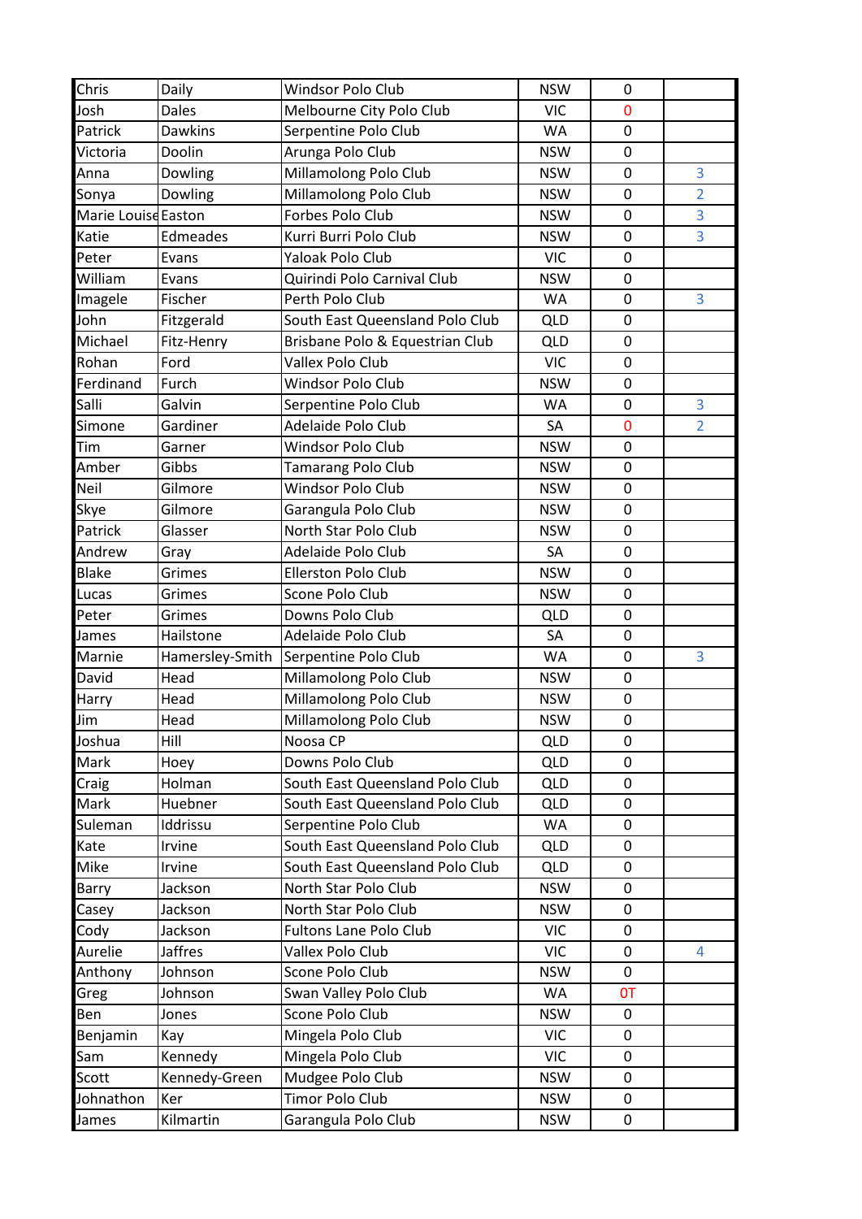| | | | | | |
|---|---|---|---|---|---|
| Chris | Daily | Windsor Polo Club | NSW | 0 | |
| Josh | Dales | Melbourne City Polo Club | VIC | 0 | |
| Patrick | Dawkins | Serpentine Polo Club | WA | 0 | |
| Victoria | Doolin | Arunga Polo Club | NSW | 0 | |
| Anna | Dowling | Millamolong Polo Club | NSW | 0 | 3 |
| Sonya | Dowling | Millamolong Polo Club | NSW | 0 | 2 |
| Marie Louise | Easton | Forbes Polo Club | NSW | 0 | 3 |
| Katie | Edmeades | Kurri Burri Polo Club | NSW | 0 | 3 |
| Peter | Evans | Yaloak Polo Club | VIC | 0 | |
| William | Evans | Quirindi Polo Carnival Club | NSW | 0 | |
| Imagele | Fischer | Perth Polo Club | WA | 0 | 3 |
| John | Fitzgerald | South East Queensland Polo Club | QLD | 0 | |
| Michael | Fitz-Henry | Brisbane Polo & Equestrian Club | QLD | 0 | |
| Rohan | Ford | Vallex Polo Club | VIC | 0 | |
| Ferdinand | Furch | Windsor Polo Club | NSW | 0 | |
| Salli | Galvin | Serpentine Polo Club | WA | 0 | 3 |
| Simone | Gardiner | Adelaide Polo Club | SA | 0 | 2 |
| Tim | Garner | Windsor Polo Club | NSW | 0 | |
| Amber | Gibbs | Tamarang Polo Club | NSW | 0 | |
| Neil | Gilmore | Windsor Polo Club | NSW | 0 | |
| Skye | Gilmore | Garangula Polo Club | NSW | 0 | |
| Patrick | Glasser | North Star Polo Club | NSW | 0 | |
| Andrew | Gray | Adelaide Polo Club | SA | 0 | |
| Blake | Grimes | Ellerston Polo Club | NSW | 0 | |
| Lucas | Grimes | Scone Polo Club | NSW | 0 | |
| Peter | Grimes | Downs Polo Club | QLD | 0 | |
| James | Hailstone | Adelaide Polo Club | SA | 0 | |
| Marnie | Hamersley-Smith | Serpentine Polo Club | WA | 0 | 3 |
| David | Head | Millamolong Polo Club | NSW | 0 | |
| Harry | Head | Millamolong Polo Club | NSW | 0 | |
| Jim | Head | Millamolong Polo Club | NSW | 0 | |
| Joshua | Hill | Noosa CP | QLD | 0 | |
| Mark | Hoey | Downs Polo Club | QLD | 0 | |
| Craig | Holman | South East Queensland Polo Club | QLD | 0 | |
| Mark | Huebner | South East Queensland Polo Club | QLD | 0 | |
| Suleman | Iddrissu | Serpentine Polo Club | WA | 0 | |
| Kate | Irvine | South East Queensland Polo Club | QLD | 0 | |
| Mike | Irvine | South East Queensland Polo Club | QLD | 0 | |
| Barry | Jackson | North Star Polo Club | NSW | 0 | |
| Casey | Jackson | North Star Polo Club | NSW | 0 | |
| Cody | Jackson | Fultons Lane Polo Club | VIC | 0 | |
| Aurelie | Jaffres | Vallex Polo Club | VIC | 0 | 4 |
| Anthony | Johnson | Scone Polo Club | NSW | 0 | |
| Greg | Johnson | Swan Valley Polo Club | WA | 0T | |
| Ben | Jones | Scone Polo Club | NSW | 0 | |
| Benjamin | Kay | Mingela Polo Club | VIC | 0 | |
| Sam | Kennedy | Mingela Polo Club | VIC | 0 | |
| Scott | Kennedy-Green | Mudgee Polo Club | NSW | 0 | |
| Johnathon | Ker | Timor Polo Club | NSW | 0 | |
| James | Kilmartin | Garangula Polo Club | NSW | 0 | |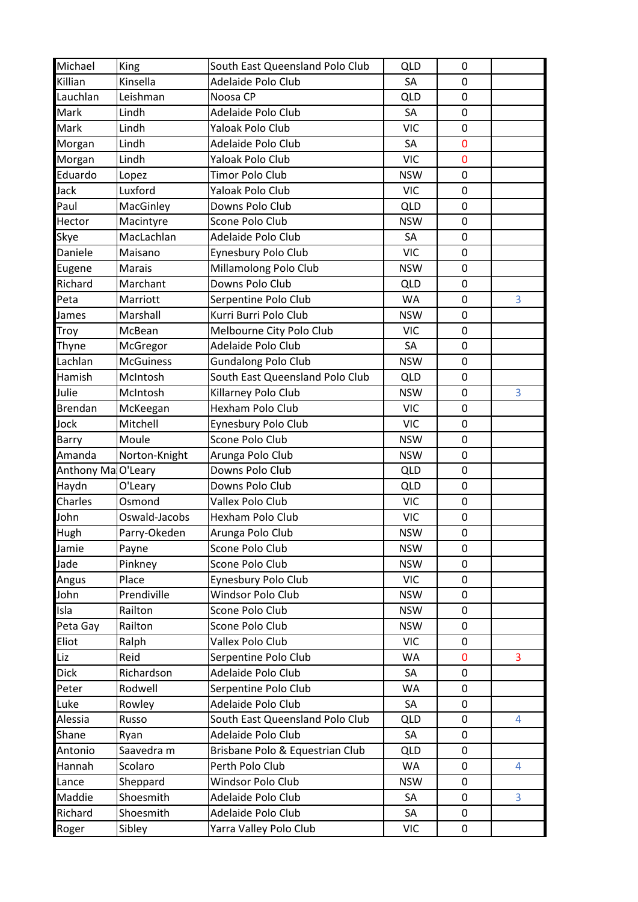| | | | | | |
|---|---|---|---|---|---|
| Michael | King | South East Queensland Polo Club | QLD | 0 | |
| Killian | Kinsella | Adelaide Polo Club | SA | 0 | |
| Lauchlan | Leishman | Noosa CP | QLD | 0 | |
| Mark | Lindh | Adelaide Polo Club | SA | 0 | |
| Mark | Lindh | Yaloak Polo Club | VIC | 0 | |
| Morgan | Lindh | Adelaide Polo Club | SA | 0 | |
| Morgan | Lindh | Yaloak Polo Club | VIC | 0 | |
| Eduardo | Lopez | Timor Polo Club | NSW | 0 | |
| Jack | Luxford | Yaloak Polo Club | VIC | 0 | |
| Paul | MacGinley | Downs Polo Club | QLD | 0 | |
| Hector | Macintyre | Scone Polo Club | NSW | 0 | |
| Skye | MacLachlan | Adelaide Polo Club | SA | 0 | |
| Daniele | Maisano | Eynesbury Polo Club | VIC | 0 | |
| Eugene | Marais | Millamolong Polo Club | NSW | 0 | |
| Richard | Marchant | Downs Polo Club | QLD | 0 | |
| Peta | Marriott | Serpentine Polo Club | WA | 0 | 3 |
| James | Marshall | Kurri Burri Polo Club | NSW | 0 | |
| Troy | McBean | Melbourne City Polo Club | VIC | 0 | |
| Thyne | McGregor | Adelaide Polo Club | SA | 0 | |
| Lachlan | McGuiness | Gundalong Polo Club | NSW | 0 | |
| Hamish | McIntosh | South East Queensland Polo Club | QLD | 0 | |
| Julie | McIntosh | Killarney Polo Club | NSW | 0 | 3 |
| Brendan | McKeegan | Hexham Polo Club | VIC | 0 | |
| Jock | Mitchell | Eynesbury Polo Club | VIC | 0 | |
| Barry | Moule | Scone Polo Club | NSW | 0 | |
| Amanda | Norton-Knight | Arunga Polo Club | NSW | 0 | |
| Anthony Ma | O'Leary | Downs Polo Club | QLD | 0 | |
| Haydn | O'Leary | Downs Polo Club | QLD | 0 | |
| Charles | Osmond | Vallex Polo Club | VIC | 0 | |
| John | Oswald-Jacobs | Hexham Polo Club | VIC | 0 | |
| Hugh | Parry-Okeden | Arunga Polo Club | NSW | 0 | |
| Jamie | Payne | Scone Polo Club | NSW | 0 | |
| Jade | Pinkney | Scone Polo Club | NSW | 0 | |
| Angus | Place | Eynesbury Polo Club | VIC | 0 | |
| John | Prendiville | Windsor Polo Club | NSW | 0 | |
| Isla | Railton | Scone Polo Club | NSW | 0 | |
| Peta Gay | Railton | Scone Polo Club | NSW | 0 | |
| Eliot | Ralph | Vallex Polo Club | VIC | 0 | |
| Liz | Reid | Serpentine Polo Club | WA | 0 | 3 |
| Dick | Richardson | Adelaide Polo Club | SA | 0 | |
| Peter | Rodwell | Serpentine Polo Club | WA | 0 | |
| Luke | Rowley | Adelaide Polo Club | SA | 0 | |
| Alessia | Russo | South East Queensland Polo Club | QLD | 0 | 4 |
| Shane | Ryan | Adelaide Polo Club | SA | 0 | |
| Antonio | Saavedra m | Brisbane Polo & Equestrian Club | QLD | 0 | |
| Hannah | Scolaro | Perth Polo Club | WA | 0 | 4 |
| Lance | Sheppard | Windsor Polo Club | NSW | 0 | |
| Maddie | Shoesmith | Adelaide Polo Club | SA | 0 | 3 |
| Richard | Shoesmith | Adelaide Polo Club | SA | 0 | |
| Roger | Sibley | Yarra Valley Polo Club | VIC | 0 | |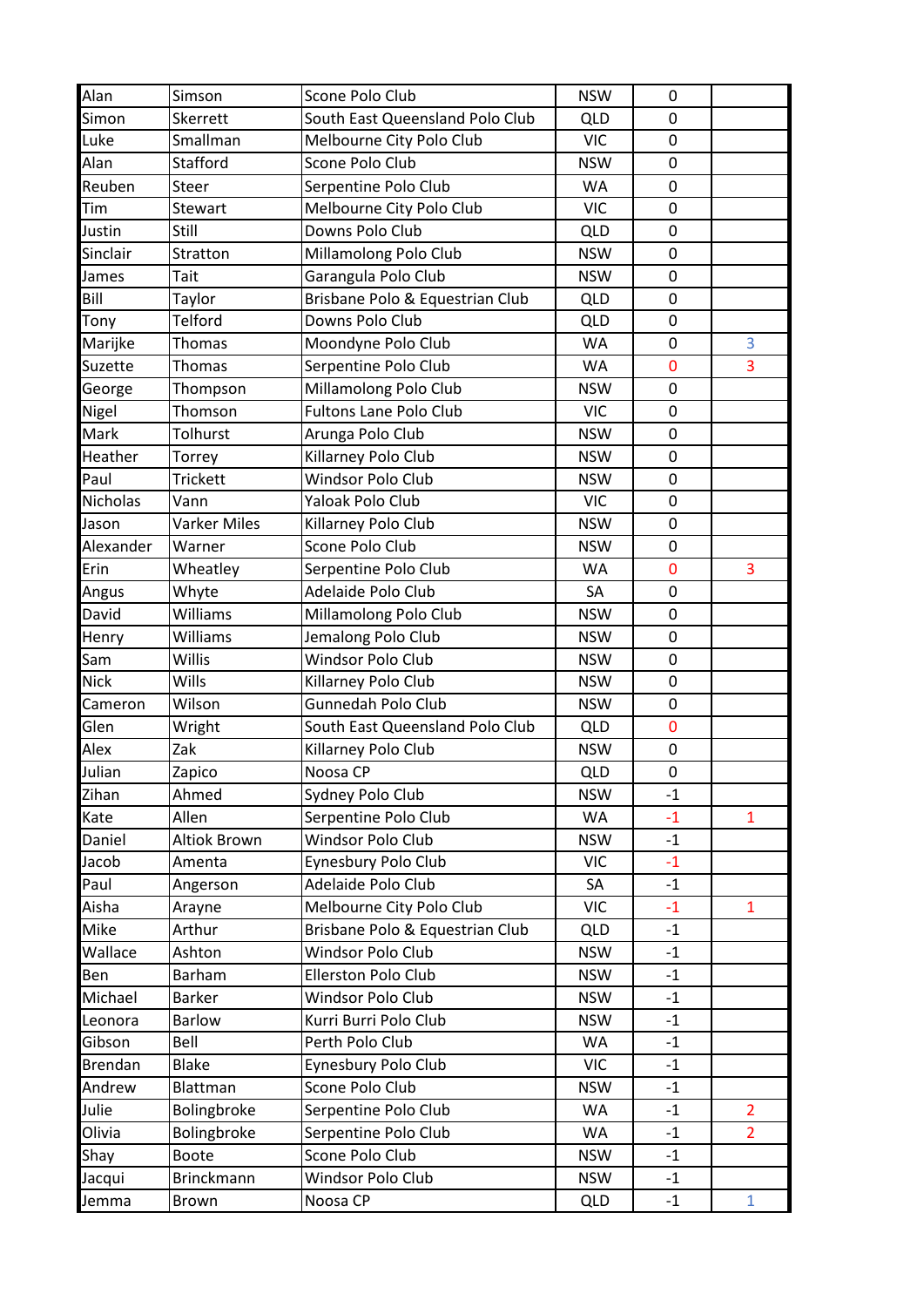| | | | | | |
|---|---|---|---|---|---|
| Alan | Simson | Scone Polo Club | NSW | 0 | |
| Simon | Skerrett | South East Queensland Polo Club | QLD | 0 | |
| Luke | Smallman | Melbourne City Polo Club | VIC | 0 | |
| Alan | Stafford | Scone Polo Club | NSW | 0 | |
| Reuben | Steer | Serpentine Polo Club | WA | 0 | |
| Tim | Stewart | Melbourne City Polo Club | VIC | 0 | |
| Justin | Still | Downs Polo Club | QLD | 0 | |
| Sinclair | Stratton | Millamolong Polo Club | NSW | 0 | |
| James | Tait | Garangula Polo Club | NSW | 0 | |
| Bill | Taylor | Brisbane Polo & Equestrian Club | QLD | 0 | |
| Tony | Telford | Downs Polo Club | QLD | 0 | |
| Marijke | Thomas | Moondyne Polo Club | WA | 0 | 3 |
| Suzette | Thomas | Serpentine Polo Club | WA | 0 | 3 |
| George | Thompson | Millamolong Polo Club | NSW | 0 | |
| Nigel | Thomson | Fultons Lane Polo Club | VIC | 0 | |
| Mark | Tolhurst | Arunga Polo Club | NSW | 0 | |
| Heather | Torrey | Killarney Polo Club | NSW | 0 | |
| Paul | Trickett | Windsor Polo Club | NSW | 0 | |
| Nicholas | Vann | Yaloak Polo Club | VIC | 0 | |
| Jason | Varker Miles | Killarney Polo Club | NSW | 0 | |
| Alexander | Warner | Scone Polo Club | NSW | 0 | |
| Erin | Wheatley | Serpentine Polo Club | WA | 0 | 3 |
| Angus | Whyte | Adelaide Polo Club | SA | 0 | |
| David | Williams | Millamolong Polo Club | NSW | 0 | |
| Henry | Williams | Jemalong Polo Club | NSW | 0 | |
| Sam | Willis | Windsor Polo Club | NSW | 0 | |
| Nick | Wills | Killarney Polo Club | NSW | 0 | |
| Cameron | Wilson | Gunnedah Polo Club | NSW | 0 | |
| Glen | Wright | South East Queensland Polo Club | QLD | 0 | |
| Alex | Zak | Killarney Polo Club | NSW | 0 | |
| Julian | Zapico | Noosa CP | QLD | 0 | |
| Zihan | Ahmed | Sydney Polo Club | NSW | -1 | |
| Kate | Allen | Serpentine Polo Club | WA | -1 | 1 |
| Daniel | Altiok Brown | Windsor Polo Club | NSW | -1 | |
| Jacob | Amenta | Eynesbury Polo Club | VIC | -1 | |
| Paul | Angerson | Adelaide Polo Club | SA | -1 | |
| Aisha | Arayne | Melbourne City Polo Club | VIC | -1 | 1 |
| Mike | Arthur | Brisbane Polo & Equestrian Club | QLD | -1 | |
| Wallace | Ashton | Windsor Polo Club | NSW | -1 | |
| Ben | Barham | Ellerston Polo Club | NSW | -1 | |
| Michael | Barker | Windsor Polo Club | NSW | -1 | |
| Leonora | Barlow | Kurri Burri Polo Club | NSW | -1 | |
| Gibson | Bell | Perth Polo Club | WA | -1 | |
| Brendan | Blake | Eynesbury Polo Club | VIC | -1 | |
| Andrew | Blattman | Scone Polo Club | NSW | -1 | |
| Julie | Bolingbroke | Serpentine Polo Club | WA | -1 | 2 |
| Olivia | Bolingbroke | Serpentine Polo Club | WA | -1 | 2 |
| Shay | Boote | Scone Polo Club | NSW | -1 | |
| Jacqui | Brinckmann | Windsor Polo Club | NSW | -1 | |
| Jemma | Brown | Noosa CP | QLD | -1 | 1 |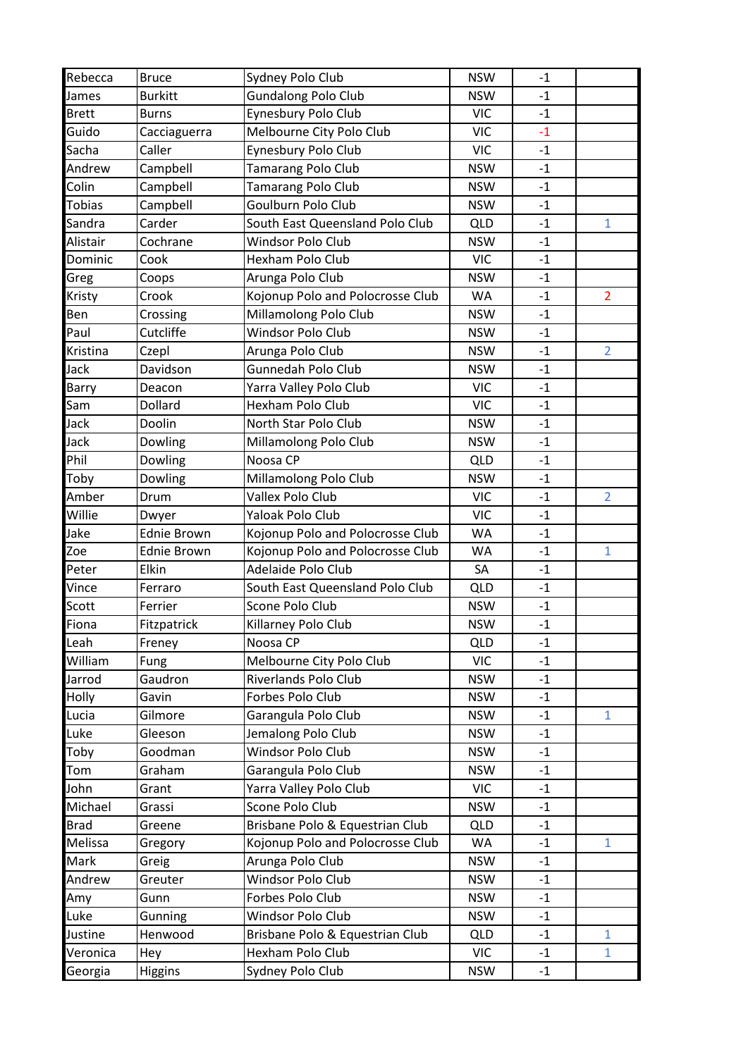| | | | | | |
|---|---|---|---|---|---|
| Rebecca | Bruce | Sydney Polo Club | NSW | -1 | |
| James | Burkitt | Gundalong Polo Club | NSW | -1 | |
| Brett | Burns | Eynesbury Polo Club | VIC | -1 | |
| Guido | Cacciaguerra | Melbourne City Polo Club | VIC | -1 | |
| Sacha | Caller | Eynesbury Polo Club | VIC | -1 | |
| Andrew | Campbell | Tamarang Polo Club | NSW | -1 | |
| Colin | Campbell | Tamarang Polo Club | NSW | -1 | |
| Tobias | Campbell | Goulburn Polo Club | NSW | -1 | |
| Sandra | Carder | South East Queensland Polo Club | QLD | -1 | 1 |
| Alistair | Cochrane | Windsor Polo Club | NSW | -1 | |
| Dominic | Cook | Hexham Polo Club | VIC | -1 | |
| Greg | Coops | Arunga Polo Club | NSW | -1 | |
| Kristy | Crook | Kojonup Polo and Polocrosse Club | WA | -1 | 2 |
| Ben | Crossing | Millamolong Polo Club | NSW | -1 | |
| Paul | Cutcliffe | Windsor Polo Club | NSW | -1 | |
| Kristina | Czepl | Arunga Polo Club | NSW | -1 | 2 |
| Jack | Davidson | Gunnedah Polo Club | NSW | -1 | |
| Barry | Deacon | Yarra Valley Polo Club | VIC | -1 | |
| Sam | Dollard | Hexham Polo Club | VIC | -1 | |
| Jack | Doolin | North Star Polo Club | NSW | -1 | |
| Jack | Dowling | Millamolong Polo Club | NSW | -1 | |
| Phil | Dowling | Noosa CP | QLD | -1 | |
| Toby | Dowling | Millamolong Polo Club | NSW | -1 | |
| Amber | Drum | Vallex Polo Club | VIC | -1 | 2 |
| Willie | Dwyer | Yaloak Polo Club | VIC | -1 | |
| Jake | Ednie Brown | Kojonup Polo and Polocrosse Club | WA | -1 | |
| Zoe | Ednie Brown | Kojonup Polo and Polocrosse Club | WA | -1 | 1 |
| Peter | Elkin | Adelaide Polo Club | SA | -1 | |
| Vince | Ferraro | South East Queensland Polo Club | QLD | -1 | |
| Scott | Ferrier | Scone Polo Club | NSW | -1 | |
| Fiona | Fitzpatrick | Killarney Polo Club | NSW | -1 | |
| Leah | Freney | Noosa CP | QLD | -1 | |
| William | Fung | Melbourne City Polo Club | VIC | -1 | |
| Jarrod | Gaudron | Riverlands Polo Club | NSW | -1 | |
| Holly | Gavin | Forbes Polo Club | NSW | -1 | |
| Lucia | Gilmore | Garangula Polo Club | NSW | -1 | 1 |
| Luke | Gleeson | Jemalong Polo Club | NSW | -1 | |
| Toby | Goodman | Windsor Polo Club | NSW | -1 | |
| Tom | Graham | Garangula Polo Club | NSW | -1 | |
| John | Grant | Yarra Valley Polo Club | VIC | -1 | |
| Michael | Grassi | Scone Polo Club | NSW | -1 | |
| Brad | Greene | Brisbane Polo & Equestrian Club | QLD | -1 | |
| Melissa | Gregory | Kojonup Polo and Polocrosse Club | WA | -1 | 1 |
| Mark | Greig | Arunga Polo Club | NSW | -1 | |
| Andrew | Greuter | Windsor Polo Club | NSW | -1 | |
| Amy | Gunn | Forbes Polo Club | NSW | -1 | |
| Luke | Gunning | Windsor Polo Club | NSW | -1 | |
| Justine | Henwood | Brisbane Polo & Equestrian Club | QLD | -1 | 1 |
| Veronica | Hey | Hexham Polo Club | VIC | -1 | 1 |
| Georgia | Higgins | Sydney Polo Club | NSW | -1 | |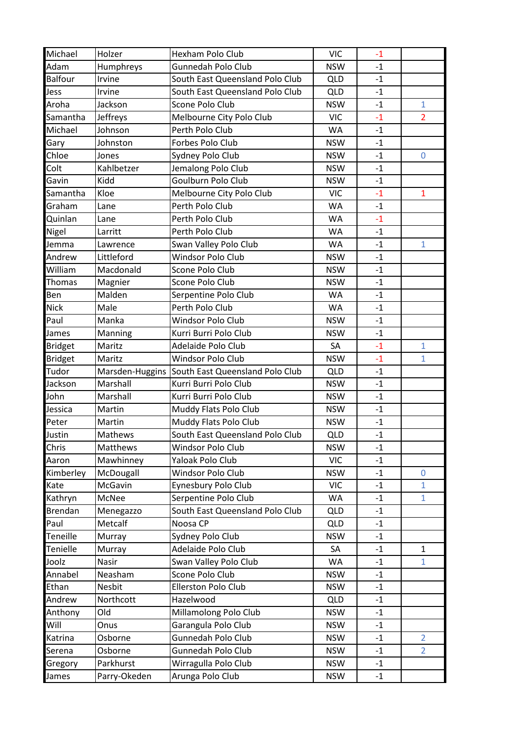| Michael | Holzer | Hexham Polo Club | VIC | -1 | |
|---|---|---|---|---|---|
| Adam | Humphreys | Gunnedah Polo Club | NSW | -1 | |
| Balfour | Irvine | South East Queensland Polo Club | QLD | -1 | |
| Jess | Irvine | South East Queensland Polo Club | QLD | -1 | |
| Aroha | Jackson | Scone Polo Club | NSW | -1 | 1 |
| Samantha | Jeffreys | Melbourne City Polo Club | VIC | -1 | 2 |
| Michael | Johnson | Perth Polo Club | WA | -1 | |
| Gary | Johnston | Forbes Polo Club | NSW | -1 | |
| Chloe | Jones | Sydney Polo Club | NSW | -1 | 0 |
| Colt | Kahlbetzer | Jemalong Polo Club | NSW | -1 | |
| Gavin | Kidd | Goulburn Polo Club | NSW | -1 | |
| Samantha | Kloe | Melbourne City Polo Club | VIC | -1 | 1 |
| Graham | Lane | Perth Polo Club | WA | -1 | |
| Quinlan | Lane | Perth Polo Club | WA | -1 | |
| Nigel | Larritt | Perth Polo Club | WA | -1 | |
| Jemma | Lawrence | Swan Valley Polo Club | WA | -1 | 1 |
| Andrew | Littleford | Windsor Polo Club | NSW | -1 | |
| William | Macdonald | Scone Polo Club | NSW | -1 | |
| Thomas | Magnier | Scone Polo Club | NSW | -1 | |
| Ben | Malden | Serpentine Polo Club | WA | -1 | |
| Nick | Male | Perth Polo Club | WA | -1 | |
| Paul | Manka | Windsor Polo Club | NSW | -1 | |
| James | Manning | Kurri Burri Polo Club | NSW | -1 | |
| Bridget | Maritz | Adelaide Polo Club | SA | -1 | 1 |
| Bridget | Maritz | Windsor Polo Club | NSW | -1 | 1 |
| Tudor | Marsden-Huggins | South East Queensland Polo Club | QLD | -1 | |
| Jackson | Marshall | Kurri Burri Polo Club | NSW | -1 | |
| John | Marshall | Kurri Burri Polo Club | NSW | -1 | |
| Jessica | Martin | Muddy Flats Polo Club | NSW | -1 | |
| Peter | Martin | Muddy Flats Polo Club | NSW | -1 | |
| Justin | Mathews | South East Queensland Polo Club | QLD | -1 | |
| Chris | Matthews | Windsor Polo Club | NSW | -1 | |
| Aaron | Mawhinney | Yaloak Polo Club | VIC | -1 | |
| Kimberley | McDougall | Windsor Polo Club | NSW | -1 | 0 |
| Kate | McGavin | Eynesbury Polo Club | VIC | -1 | 1 |
| Kathryn | McNee | Serpentine Polo Club | WA | -1 | 1 |
| Brendan | Menegazzo | South East Queensland Polo Club | QLD | -1 | |
| Paul | Metcalf | Noosa CP | QLD | -1 | |
| Teneille | Murray | Sydney Polo Club | NSW | -1 | |
| Tenielle | Murray | Adelaide Polo Club | SA | -1 | 1 |
| Joolz | Nasir | Swan Valley Polo Club | WA | -1 | 1 |
| Annabel | Neasham | Scone Polo Club | NSW | -1 | |
| Ethan | Nesbit | Ellerston Polo Club | NSW | -1 | |
| Andrew | Northcott | Hazelwood | QLD | -1 | |
| Anthony | Old | Millamolong Polo Club | NSW | -1 | |
| Will | Onus | Garangula Polo Club | NSW | -1 | |
| Katrina | Osborne | Gunnedah Polo Club | NSW | -1 | 2 |
| Serena | Osborne | Gunnedah Polo Club | NSW | -1 | 2 |
| Gregory | Parkhurst | Wirragulla Polo Club | NSW | -1 | |
| James | Parry-Okeden | Arunga Polo Club | NSW | -1 | |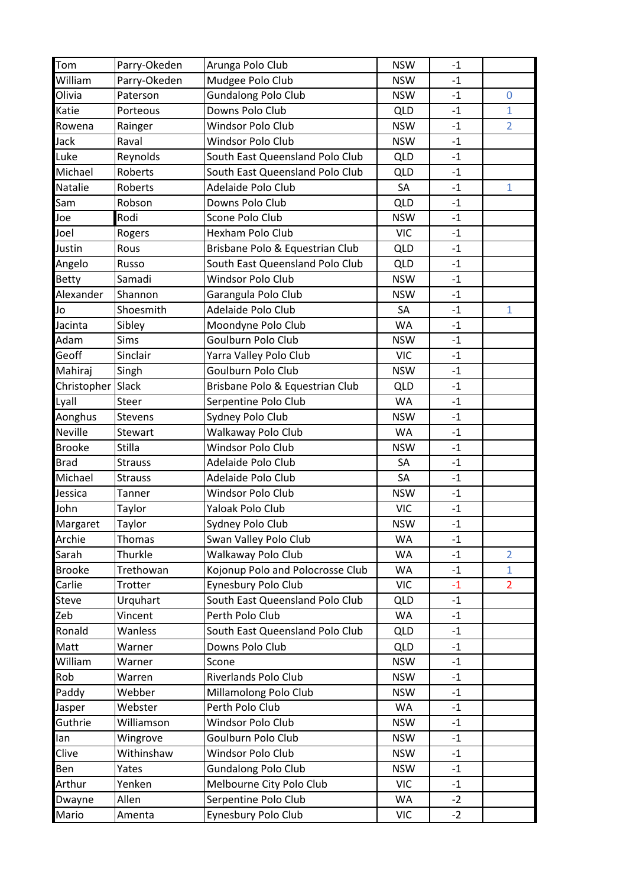| | | | | | |
|---|---|---|---|---|---|
| Tom | Parry-Okeden | Arunga Polo Club | NSW | -1 | |
| William | Parry-Okeden | Mudgee Polo Club | NSW | -1 | |
| Olivia | Paterson | Gundalong Polo Club | NSW | -1 | 0 |
| Katie | Porteous | Downs Polo Club | QLD | -1 | 1 |
| Rowena | Rainger | Windsor Polo Club | NSW | -1 | 2 |
| Jack | Raval | Windsor Polo Club | NSW | -1 | |
| Luke | Reynolds | South East Queensland Polo Club | QLD | -1 | |
| Michael | Roberts | South East Queensland Polo Club | QLD | -1 | |
| Natalie | Roberts | Adelaide Polo Club | SA | -1 | 1 |
| Sam | Robson | Downs Polo Club | QLD | -1 | |
| Joe | Rodi | Scone Polo Club | NSW | -1 | |
| Joel | Rogers | Hexham Polo Club | VIC | -1 | |
| Justin | Rous | Brisbane Polo & Equestrian Club | QLD | -1 | |
| Angelo | Russo | South East Queensland Polo Club | QLD | -1 | |
| Betty | Samadi | Windsor Polo Club | NSW | -1 | |
| Alexander | Shannon | Garangula Polo Club | NSW | -1 | |
| Jo | Shoesmith | Adelaide Polo Club | SA | -1 | 1 |
| Jacinta | Sibley | Moondyne Polo Club | WA | -1 | |
| Adam | Sims | Goulburn Polo Club | NSW | -1 | |
| Geoff | Sinclair | Yarra Valley Polo Club | VIC | -1 | |
| Mahiraj | Singh | Goulburn Polo Club | NSW | -1 | |
| Christopher | Slack | Brisbane Polo & Equestrian Club | QLD | -1 | |
| Lyall | Steer | Serpentine Polo Club | WA | -1 | |
| Aonghus | Stevens | Sydney Polo Club | NSW | -1 | |
| Neville | Stewart | Walkaway Polo Club | WA | -1 | |
| Brooke | Stilla | Windsor Polo Club | NSW | -1 | |
| Brad | Strauss | Adelaide Polo Club | SA | -1 | |
| Michael | Strauss | Adelaide Polo Club | SA | -1 | |
| Jessica | Tanner | Windsor Polo Club | NSW | -1 | |
| John | Taylor | Yaloak Polo Club | VIC | -1 | |
| Margaret | Taylor | Sydney Polo Club | NSW | -1 | |
| Archie | Thomas | Swan Valley Polo Club | WA | -1 | |
| Sarah | Thurkle | Walkaway Polo Club | WA | -1 | 2 |
| Brooke | Trethowan | Kojonup Polo and Polocrosse Club | WA | -1 | 1 |
| Carlie | Trotter | Eynesbury Polo Club | VIC | -1 | 2 |
| Steve | Urquhart | South East Queensland Polo Club | QLD | -1 | |
| Zeb | Vincent | Perth Polo Club | WA | -1 | |
| Ronald | Wanless | South East Queensland Polo Club | QLD | -1 | |
| Matt | Warner | Downs Polo Club | QLD | -1 | |
| William | Warner | Scone | NSW | -1 | |
| Rob | Warren | Riverlands Polo Club | NSW | -1 | |
| Paddy | Webber | Millamolong Polo Club | NSW | -1 | |
| Jasper | Webster | Perth Polo Club | WA | -1 | |
| Guthrie | Williamson | Windsor Polo Club | NSW | -1 | |
| Ian | Wingrove | Goulburn Polo Club | NSW | -1 | |
| Clive | Withinshaw | Windsor Polo Club | NSW | -1 | |
| Ben | Yates | Gundalong Polo Club | NSW | -1 | |
| Arthur | Yenken | Melbourne City Polo Club | VIC | -1 | |
| Dwayne | Allen | Serpentine Polo Club | WA | -2 | |
| Mario | Amenta | Eynesbury Polo Club | VIC | -2 | |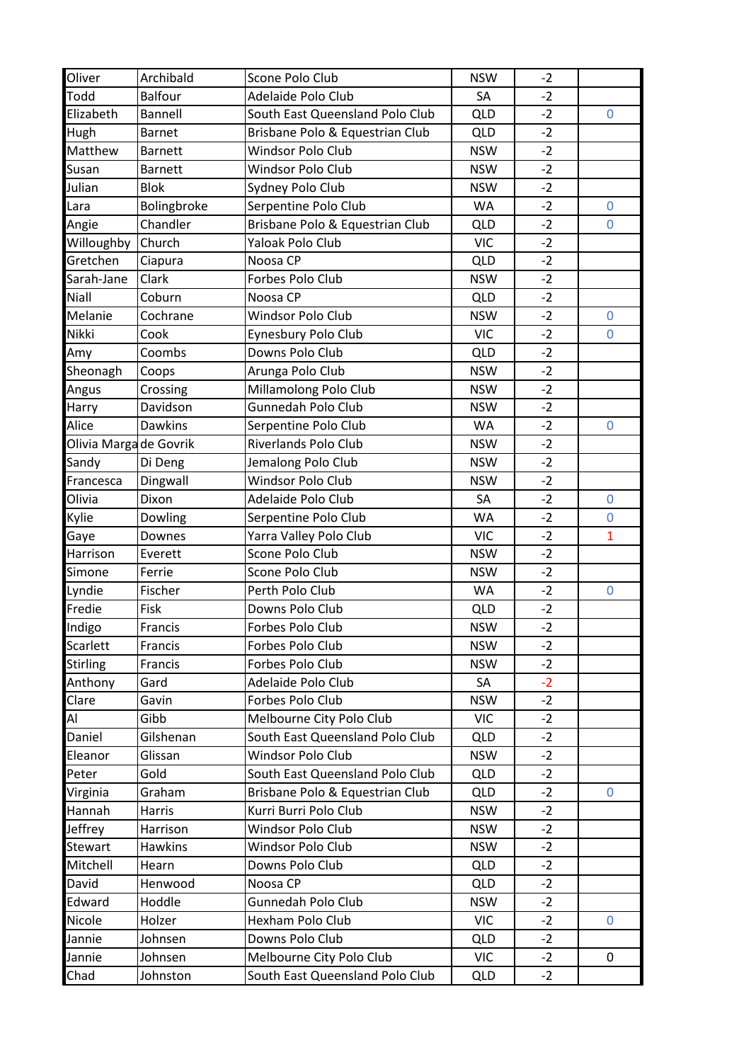| | | | | | |
|---|---|---|---|---|---|
| Oliver | Archibald | Scone Polo Club | NSW | -2 | |
| Todd | Balfour | Adelaide Polo Club | SA | -2 | |
| Elizabeth | Bannell | South East Queensland Polo Club | QLD | -2 | 0 |
| Hugh | Barnet | Brisbane Polo & Equestrian Club | QLD | -2 | |
| Matthew | Barnett | Windsor Polo Club | NSW | -2 | |
| Susan | Barnett | Windsor Polo Club | NSW | -2 | |
| Julian | Blok | Sydney Polo Club | NSW | -2 | |
| Lara | Bolingbroke | Serpentine Polo Club | WA | -2 | 0 |
| Angie | Chandler | Brisbane Polo & Equestrian Club | QLD | -2 | 0 |
| Willoughby | Church | Yaloak Polo Club | VIC | -2 | |
| Gretchen | Ciapura | Noosa CP | QLD | -2 | |
| Sarah-Jane | Clark | Forbes Polo Club | NSW | -2 | |
| Niall | Coburn | Noosa CP | QLD | -2 | |
| Melanie | Cochrane | Windsor Polo Club | NSW | -2 | 0 |
| Nikki | Cook | Eynesbury Polo Club | VIC | -2 | 0 |
| Amy | Coombs | Downs Polo Club | QLD | -2 | |
| Sheonagh | Coops | Arunga Polo Club | NSW | -2 | |
| Angus | Crossing | Millamolong Polo Club | NSW | -2 | |
| Harry | Davidson | Gunnedah Polo Club | NSW | -2 | |
| Alice | Dawkins | Serpentine Polo Club | WA | -2 | 0 |
| Olivia Marga | de Govrik | Riverlands Polo Club | NSW | -2 | |
| Sandy | Di Deng | Jemalong Polo Club | NSW | -2 | |
| Francesca | Dingwall | Windsor Polo Club | NSW | -2 | |
| Olivia | Dixon | Adelaide Polo Club | SA | -2 | 0 |
| Kylie | Dowling | Serpentine Polo Club | WA | -2 | 0 |
| Gaye | Downes | Yarra Valley Polo Club | VIC | -2 | 1 |
| Harrison | Everett | Scone Polo Club | NSW | -2 | |
| Simone | Ferrie | Scone Polo Club | NSW | -2 | |
| Lyndie | Fischer | Perth Polo Club | WA | -2 | 0 |
| Fredie | Fisk | Downs Polo Club | QLD | -2 | |
| Indigo | Francis | Forbes Polo Club | NSW | -2 | |
| Scarlett | Francis | Forbes Polo Club | NSW | -2 | |
| Stirling | Francis | Forbes Polo Club | NSW | -2 | |
| Anthony | Gard | Adelaide Polo Club | SA | -2 | |
| Clare | Gavin | Forbes Polo Club | NSW | -2 | |
| Al | Gibb | Melbourne City Polo Club | VIC | -2 | |
| Daniel | Gilshenan | South East Queensland Polo Club | QLD | -2 | |
| Eleanor | Glissan | Windsor Polo Club | NSW | -2 | |
| Peter | Gold | South East Queensland Polo Club | QLD | -2 | |
| Virginia | Graham | Brisbane Polo & Equestrian Club | QLD | -2 | 0 |
| Hannah | Harris | Kurri Burri Polo Club | NSW | -2 | |
| Jeffrey | Harrison | Windsor Polo Club | NSW | -2 | |
| Stewart | Hawkins | Windsor Polo Club | NSW | -2 | |
| Mitchell | Hearn | Downs Polo Club | QLD | -2 | |
| David | Henwood | Noosa CP | QLD | -2 | |
| Edward | Hoddle | Gunnedah Polo Club | NSW | -2 | |
| Nicole | Holzer | Hexham Polo Club | VIC | -2 | 0 |
| Jannie | Johnsen | Downs Polo Club | QLD | -2 | |
| Jannie | Johnsen | Melbourne City Polo Club | VIC | -2 | 0 |
| Chad | Johnston | South East Queensland Polo Club | QLD | -2 | |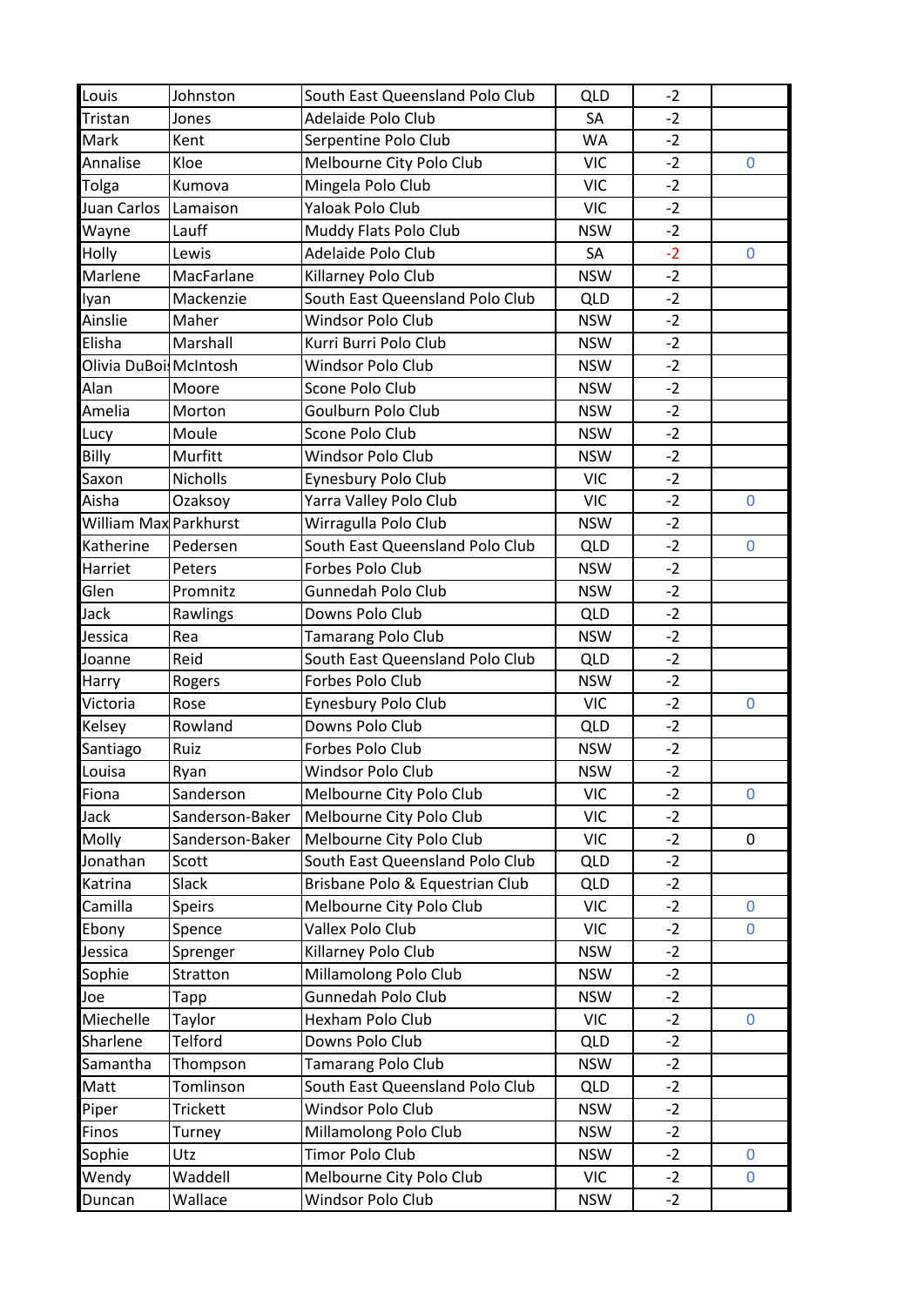| | | | | | |
|---|---|---|---|---|---|
| Louis | Johnston | South East Queensland Polo Club | QLD | -2 | |
| Tristan | Jones | Adelaide Polo Club | SA | -2 | |
| Mark | Kent | Serpentine Polo Club | WA | -2 | |
| Annalise | Kloe | Melbourne City Polo Club | VIC | -2 | 0 |
| Tolga | Kumova | Mingela Polo Club | VIC | -2 | |
| Juan Carlos | Lamaison | Yaloak Polo Club | VIC | -2 | |
| Wayne | Lauff | Muddy Flats Polo Club | NSW | -2 | |
| Holly | Lewis | Adelaide Polo Club | SA | -2 | 0 |
| Marlene | MacFarlane | Killarney Polo Club | NSW | -2 | |
| Iyan | Mackenzie | South East Queensland Polo Club | QLD | -2 | |
| Ainslie | Maher | Windsor Polo Club | NSW | -2 | |
| Elisha | Marshall | Kurri Burri Polo Club | NSW | -2 | |
| Olivia DuBoi | McIntosh | Windsor Polo Club | NSW | -2 | |
| Alan | Moore | Scone Polo Club | NSW | -2 | |
| Amelia | Morton | Goulburn Polo Club | NSW | -2 | |
| Lucy | Moule | Scone Polo Club | NSW | -2 | |
| Billy | Murfitt | Windsor Polo Club | NSW | -2 | |
| Saxon | Nicholls | Eynesbury Polo Club | VIC | -2 | |
| Aisha | Ozaksoy | Yarra Valley Polo Club | VIC | -2 | 0 |
| William Max | Parkhurst | Wirragulla Polo Club | NSW | -2 | |
| Katherine | Pedersen | South East Queensland Polo Club | QLD | -2 | 0 |
| Harriet | Peters | Forbes Polo Club | NSW | -2 | |
| Glen | Promnitz | Gunnedah Polo Club | NSW | -2 | |
| Jack | Rawlings | Downs Polo Club | QLD | -2 | |
| Jessica | Rea | Tamarang Polo Club | NSW | -2 | |
| Joanne | Reid | South East Queensland Polo Club | QLD | -2 | |
| Harry | Rogers | Forbes Polo Club | NSW | -2 | |
| Victoria | Rose | Eynesbury Polo Club | VIC | -2 | 0 |
| Kelsey | Rowland | Downs Polo Club | QLD | -2 | |
| Santiago | Ruiz | Forbes Polo Club | NSW | -2 | |
| Louisa | Ryan | Windsor Polo Club | NSW | -2 | |
| Fiona | Sanderson | Melbourne City Polo Club | VIC | -2 | 0 |
| Jack | Sanderson-Baker | Melbourne City Polo Club | VIC | -2 | |
| Molly | Sanderson-Baker | Melbourne City Polo Club | VIC | -2 | 0 |
| Jonathan | Scott | South East Queensland Polo Club | QLD | -2 | |
| Katrina | Slack | Brisbane Polo & Equestrian Club | QLD | -2 | |
| Camilla | Speirs | Melbourne City Polo Club | VIC | -2 | 0 |
| Ebony | Spence | Vallex Polo Club | VIC | -2 | 0 |
| Jessica | Sprenger | Killarney Polo Club | NSW | -2 | |
| Sophie | Stratton | Millamolong Polo Club | NSW | -2 | |
| Joe | Tapp | Gunnedah Polo Club | NSW | -2 | |
| Miechelle | Taylor | Hexham Polo Club | VIC | -2 | 0 |
| Sharlene | Telford | Downs Polo Club | QLD | -2 | |
| Samantha | Thompson | Tamarang Polo Club | NSW | -2 | |
| Matt | Tomlinson | South East Queensland Polo Club | QLD | -2 | |
| Piper | Trickett | Windsor Polo Club | NSW | -2 | |
| Finos | Turney | Millamolong Polo Club | NSW | -2 | |
| Sophie | Utz | Timor Polo Club | NSW | -2 | 0 |
| Wendy | Waddell | Melbourne City Polo Club | VIC | -2 | 0 |
| Duncan | Wallace | Windsor Polo Club | NSW | -2 | |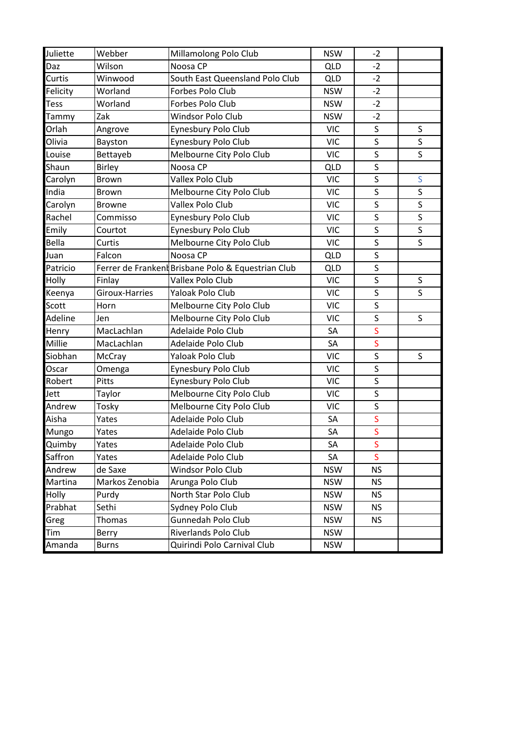| | | | | | |
|---|---|---|---|---|---|
| Juliette | Webber | Millamolong Polo Club | NSW | -2 | |
| Daz | Wilson | Noosa CP | QLD | -2 | |
| Curtis | Winwood | South East Queensland Polo Club | QLD | -2 | |
| Felicity | Worland | Forbes Polo Club | NSW | -2 | |
| Tess | Worland | Forbes Polo Club | NSW | -2 | |
| Tammy | Zak | Windsor Polo Club | NSW | -2 | |
| Orlah | Angrove | Eynesbury Polo Club | VIC | S | S |
| Olivia | Bayston | Eynesbury Polo Club | VIC | S | S |
| Louise | Bettayeb | Melbourne City Polo Club | VIC | S | S |
| Shaun | Birley | Noosa CP | QLD | S | |
| Carolyn | Brown | Vallex Polo Club | VIC | S | S |
| India | Brown | Melbourne City Polo Club | VIC | S | S |
| Carolyn | Browne | Vallex Polo Club | VIC | S | S |
| Rachel | Commisso | Eynesbury Polo Club | VIC | S | S |
| Emily | Courtot | Eynesbury Polo Club | VIC | S | S |
| Bella | Curtis | Melbourne City Polo Club | VIC | S | S |
| Juan | Falcon | Noosa CP | QLD | S | |
| Patricio | Ferrer de Frankenb | Brisbane Polo & Equestrian Club | QLD | S | |
| Holly | Finlay | Vallex Polo Club | VIC | S | S |
| Keenya | Giroux-Harries | Yaloak Polo Club | VIC | S | S |
| Scott | Horn | Melbourne City Polo Club | VIC | S | |
| Adeline | Jen | Melbourne City Polo Club | VIC | S | S |
| Henry | MacLachlan | Adelaide Polo Club | SA | S | |
| Millie | MacLachlan | Adelaide Polo Club | SA | S | |
| Siobhan | McCray | Yaloak Polo Club | VIC | S | S |
| Oscar | Omenga | Eynesbury Polo Club | VIC | S | |
| Robert | Pitts | Eynesbury Polo Club | VIC | S | |
| Jett | Taylor | Melbourne City Polo Club | VIC | S | |
| Andrew | Tosky | Melbourne City Polo Club | VIC | S | |
| Aisha | Yates | Adelaide Polo Club | SA | S | |
| Mungo | Yates | Adelaide Polo Club | SA | S | |
| Quimby | Yates | Adelaide Polo Club | SA | S | |
| Saffron | Yates | Adelaide Polo Club | SA | S | |
| Andrew | de Saxe | Windsor Polo Club | NSW | NS | |
| Martina | Markos Zenobia | Arunga Polo Club | NSW | NS | |
| Holly | Purdy | North Star Polo Club | NSW | NS | |
| Prabhat | Sethi | Sydney Polo Club | NSW | NS | |
| Greg | Thomas | Gunnedah Polo Club | NSW | NS | |
| Tim | Berry | Riverlands Polo Club | NSW | | |
| Amanda | Burns | Quirindi Polo Carnival Club | NSW | | |